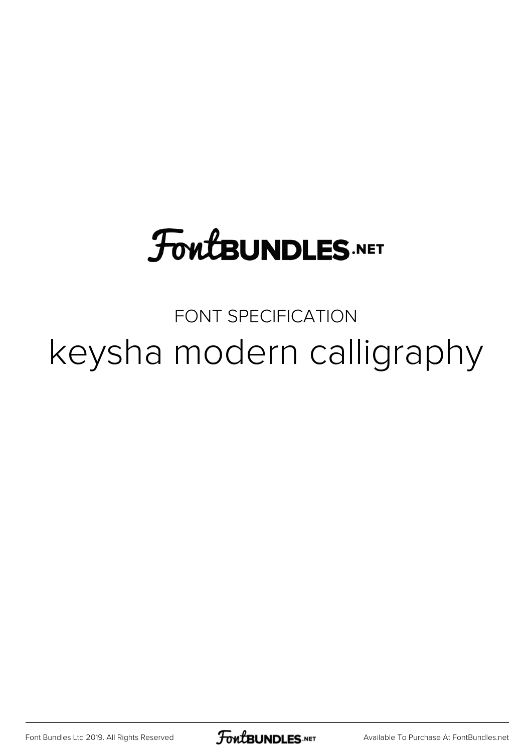FontBUNDLES.NET

FONT SPECIFICATION

# keysha modern calligraphy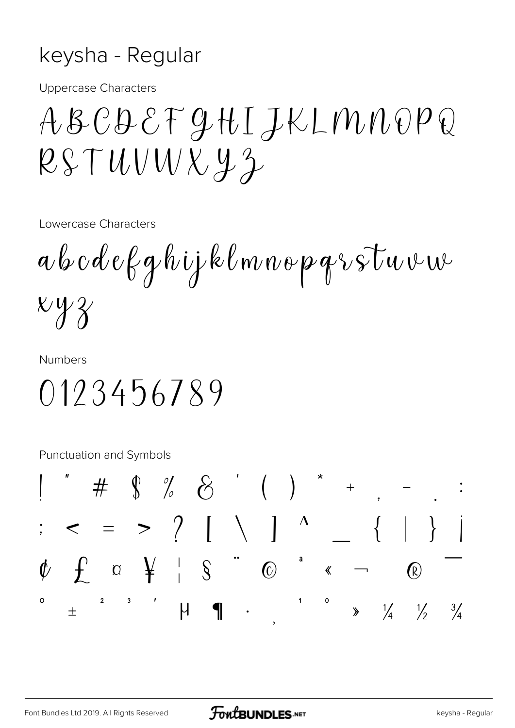# keysha - Regular

Uppercase Characters

A B C D E F G H I J K L M N O P Q R S T U V W X Y Z

Lowercase Characters

a b c d e f g h i j k l m n o p q r s t u v w x y z

Numbers

0 1 2 3 4 5 6 7 8 9

Punctuation and Symbols

! " # $ % & ' ( ) * + , - . :

; < = > ? [ \ ] ^ _ { | } ¡

¢ £ ¤ ¥ ¦ § ¨ © ª « ¬ ® ¯

° ± ² ³ ´ µ ¶ · ¸ ¹ º » ¼ ½ ¾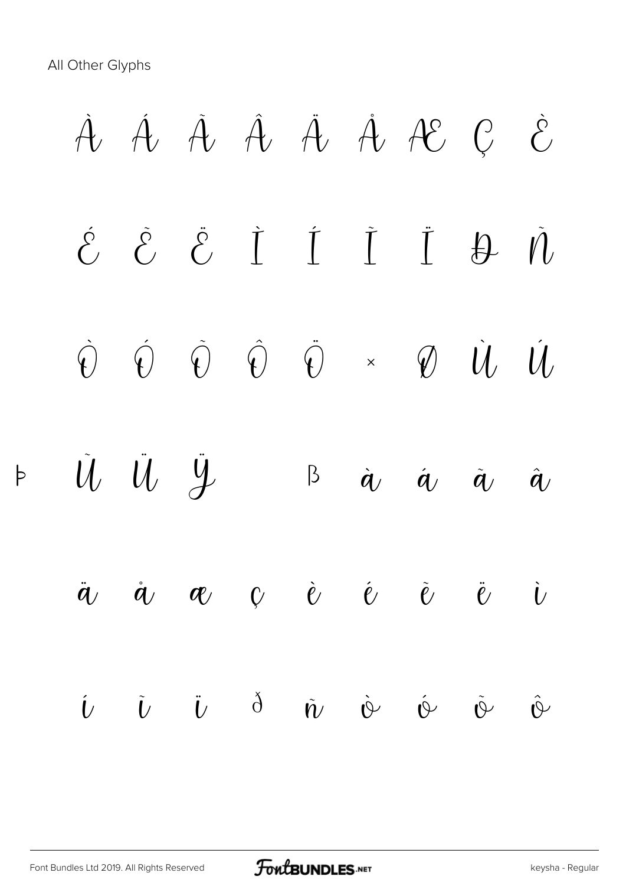All Other Glyphs

À Á Ã Â Ä Å Æ Ç È

É Ê Ë Ì Í Î Ï Ð Ñ

Ò Ó Õ Ô Ö × Ø Ù Ú

Þ Û Ü Ý ß à á ã â

ä å æ ç è é ê ë ì

í î ï ð ñ ò ó õ ô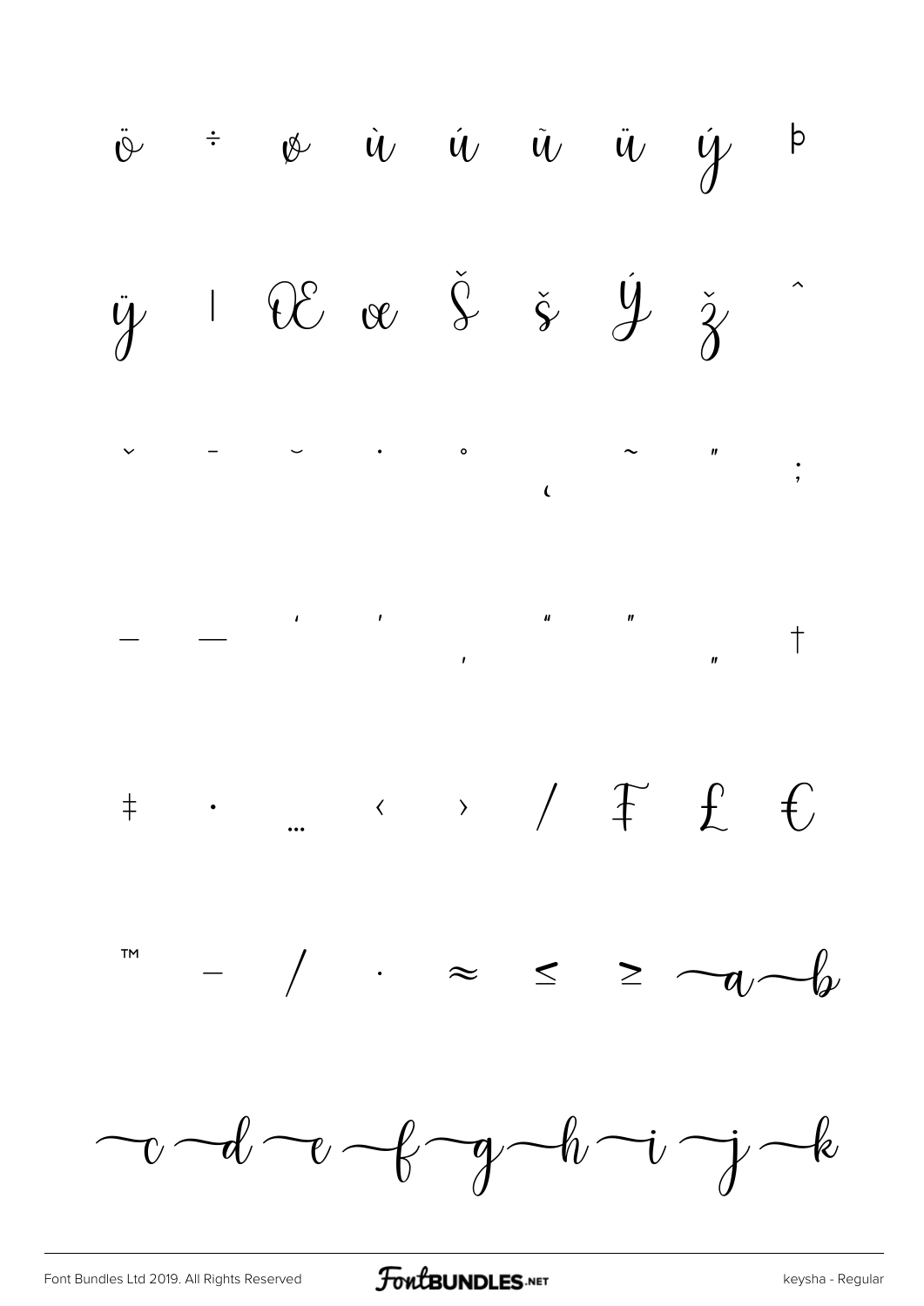ö ÷ ø ù ú û ü ý þ

ÿ ı Œ œ Š š Ÿ ž ˆ

ˇ ¯ ˘ ˙ ˚ ˛ ˜ ˝ ;

– — ‘ ’ ‚ “ ” „ †

‡ • … ‹ › ⁄ ₣ ₤ €

™ − ∕ ∙ ≈ ≤ ≥ a b

c d e f g h i j k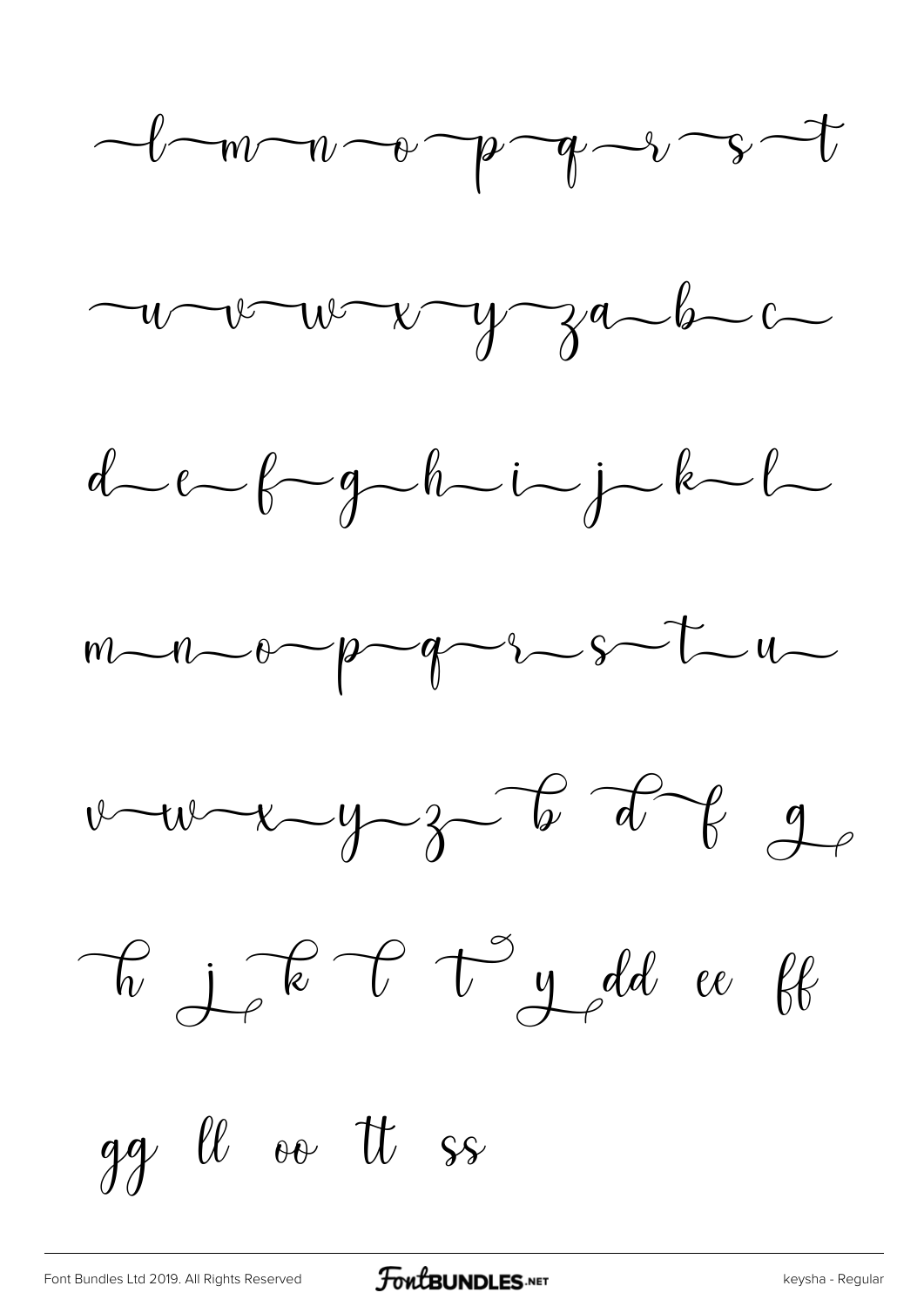-l -m -n -o -p -q -r -s -t

-u -v -w -x -y -z a- b- c-

d- e- f- g- h- i- j- k- l-

m- n- o- p- q- r- s- t- u-

v- w- x- y- z- b d f g

h j k l t y dd ee ff

gg ll oo tt ss